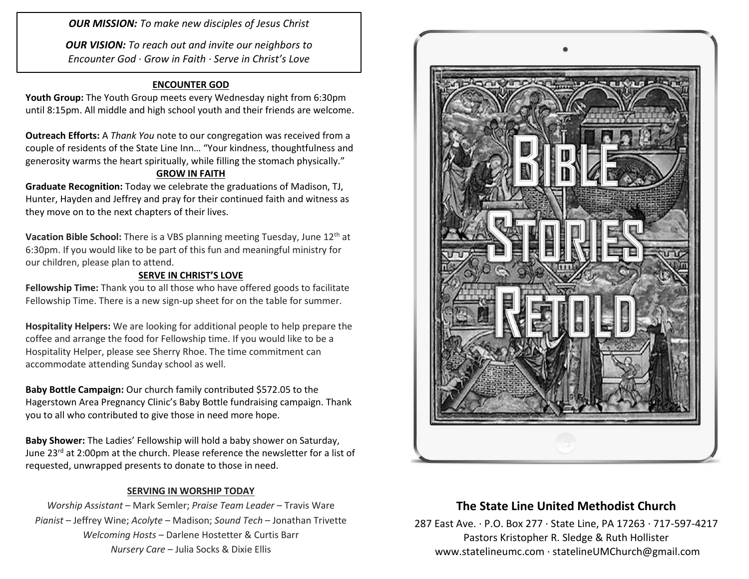***OUR MISSION:*** *To make new disciples of Jesus Christ*

***OUR VISION:*** *To reach out and invite our neighbors to Encounter God · Grow in Faith · Serve in Christ's Love*

## ENCOUNTER GOD

**Youth Group:** The Youth Group meets every Wednesday night from 6:30pm until 8:15pm. All middle and high school youth and their friends are welcome.

**Outreach Efforts:** A *Thank You* note to our congregation was received from a couple of residents of the State Line Inn… "Your kindness, thoughtfulness and generosity warms the heart spiritually, while filling the stomach physically."

## GROW IN FAITH

**Graduate Recognition:** Today we celebrate the graduations of Madison, TJ, Hunter, Hayden and Jeffrey and pray for their continued faith and witness as they move on to the next chapters of their lives.

**Vacation Bible School:** There is a VBS planning meeting Tuesday, June 12th at 6:30pm. If you would like to be part of this fun and meaningful ministry for our children, please plan to attend.

## SERVE IN CHRIST'S LOVE

**Fellowship Time:** Thank you to all those who have offered goods to facilitate Fellowship Time. There is a new sign-up sheet for on the table for summer.

**Hospitality Helpers:** We are looking for additional people to help prepare the coffee and arrange the food for Fellowship time. If you would like to be a Hospitality Helper, please see Sherry Rhoe. The time commitment can accommodate attending Sunday school as well.

**Baby Bottle Campaign:** Our church family contributed $572.05 to the Hagerstown Area Pregnancy Clinic's Baby Bottle fundraising campaign. Thank you to all who contributed to give those in need more hope.

**Baby Shower:** The Ladies' Fellowship will hold a baby shower on Saturday, June 23rd at 2:00pm at the church. Please reference the newsletter for a list of requested, unwrapped presents to donate to those in need.

## SERVING IN WORSHIP TODAY

*Worship Assistant* – Mark Semler; *Praise Team Leader* – Travis Ware
*Pianist* – Jeffrey Wine; *Acolyte* – Madison; *Sound Tech* – Jonathan Trivette
*Welcoming Hosts* – Darlene Hostetter & Curtis Barr
*Nursery Care* – Julia Socks & Dixie Ellis

# BIBLE STORIES RETOLD

## The State Line United Methodist Church

287 East Ave. · P.O. Box 277 · State Line, PA 17263 · 717-597-4217
Pastors Kristopher R. Sledge & Ruth Hollister
www.statelineumc.com · statelineUMChurch@gmail.com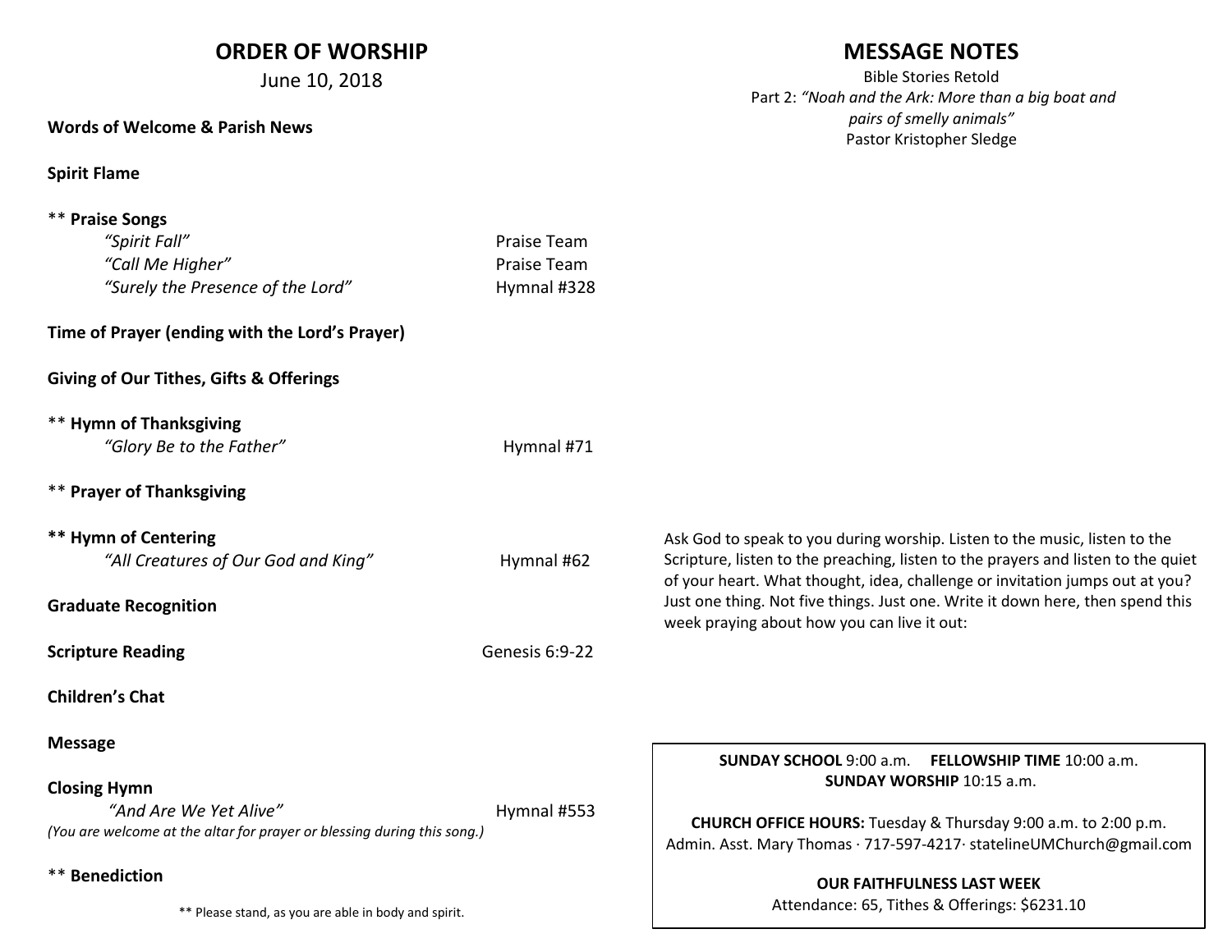## ORDER OF WORSHIP

June 10, 2018

**Words of Welcome & Parish News**

**Spirit Flame**

** **Praise Songs**

| | |
|---|---|
| *"Spirit Fall"* | Praise Team |
| *"Call Me Higher"* | Praise Team |
| *"Surely the Presence of the Lord"* | Hymnal #328 |

**Time of Prayer (ending with the Lord's Prayer)**

**Giving of Our Tithes, Gifts & Offerings**

** **Hymn of Thanksgiving**

*"Glory Be to the Father"* Hymnal #71

** **Prayer of Thanksgiving**

**** Hymn of Centering**

*"All Creatures of Our God and King"* Hymnal #62

**Graduate Recognition**

**Scripture Reading** Genesis 6:9-22

**Children's Chat**

**Message**

**Closing Hymn**

*"And Are We Yet Alive"* Hymnal #553

*(You are welcome at the altar for prayer or blessing during this song.)*

** **Benediction**

** Please stand, as you are able in body and spirit.

## MESSAGE NOTES

Bible Stories Retold

Part 2: *"Noah and the Ark: More than a big boat and pairs of smelly animals"*

Pastor Kristopher Sledge

Ask God to speak to you during worship. Listen to the music, listen to the Scripture, listen to the preaching, listen to the prayers and listen to the quiet of your heart. What thought, idea, challenge or invitation jumps out at you? Just one thing. Not five things. Just one. Write it down here, then spend this week praying about how you can live it out:

**SUNDAY SCHOOL** 9:00 a.m. **FELLOWSHIP TIME** 10:00 a.m.
**SUNDAY WORSHIP** 10:15 a.m.

**CHURCH OFFICE HOURS:** Tuesday & Thursday 9:00 a.m. to 2:00 p.m.
Admin. Asst. Mary Thomas · 717-597-4217· statelineUMChurch@gmail.com

**OUR FAITHFULNESS LAST WEEK**

Attendance: 65, Tithes & Offerings: $6231.10